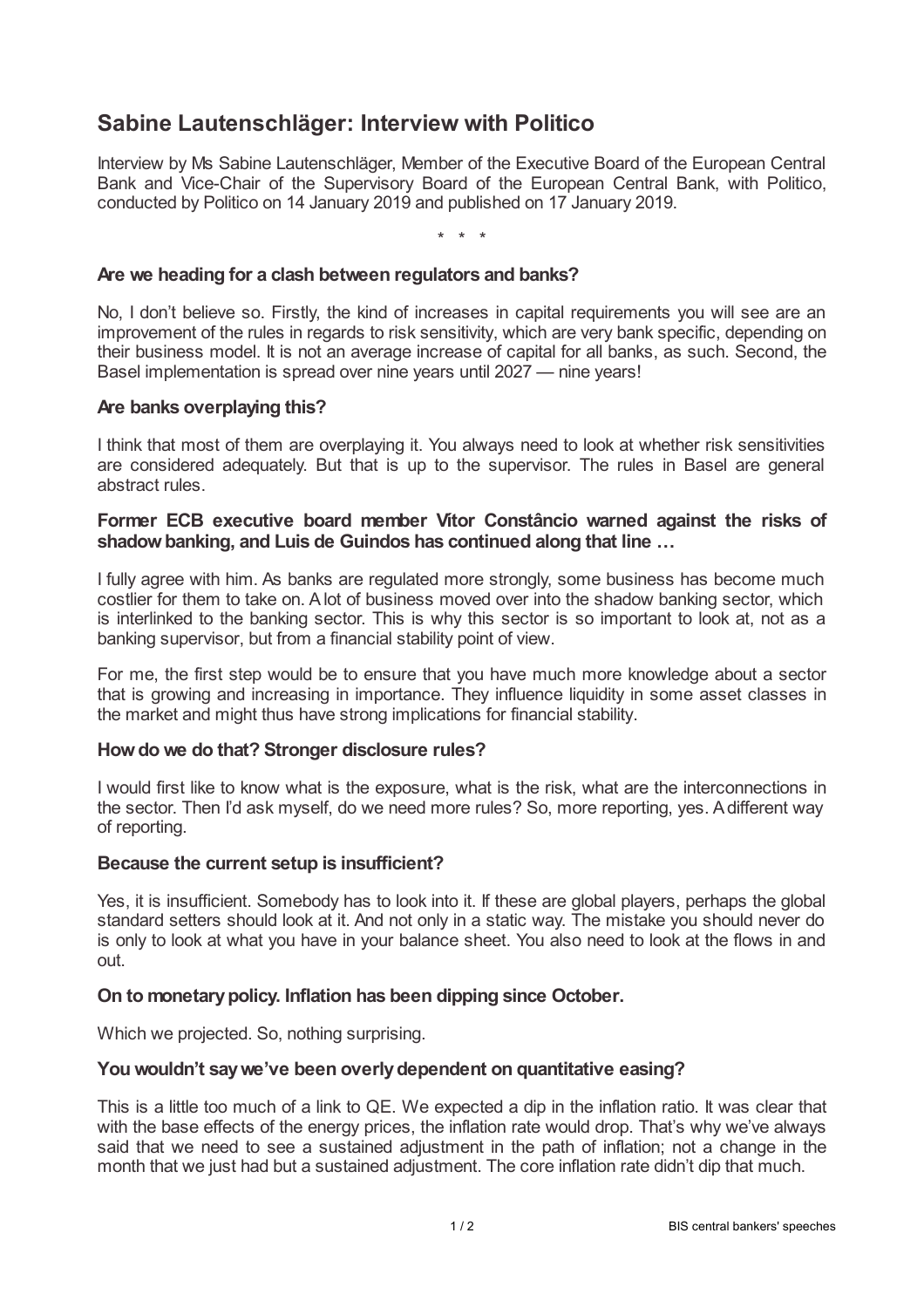# Sabine Lautenschläger: Interview with Politico

Interview by Ms Sabine Lautenschläger, Member of the Executive Board of the European Central Bank and Vice-Chair of the Supervisory Board of the European Central Bank, with Politico, conducted by Politico on 14 January 2019 and published on 17 January 2019.

\* \* \*

**Are we heading for a clash between regulators and banks?**

No, I don't believe so. Firstly, the kind of increases in capital requirements you will see are an improvement of the rules in regards to risk sensitivity, which are very bank specific, depending on their business model. It is not an average increase of capital for all banks, as such. Second, the Basel implementation is spread over nine years until 2027 — nine years!

**Are banks overplaying this?**

I think that most of them are overplaying it. You always need to look at whether risk sensitivities are considered adequately. But that is up to the supervisor. The rules in Basel are general abstract rules.

**Former ECB executive board member Vítor Constâncio warned against the risks of shadow banking, and Luis de Guindos has continued along that line …**

I fully agree with him. As banks are regulated more strongly, some business has become much costlier for them to take on. A lot of business moved over into the shadow banking sector, which is interlinked to the banking sector. This is why this sector is so important to look at, not as a banking supervisor, but from a financial stability point of view.

For me, the first step would be to ensure that you have much more knowledge about a sector that is growing and increasing in importance. They influence liquidity in some asset classes in the market and might thus have strong implications for financial stability.

**How do we do that? Stronger disclosure rules?**

I would first like to know what is the exposure, what is the risk, what are the interconnections in the sector. Then I'd ask myself, do we need more rules? So, more reporting, yes. A different way of reporting.

**Because the current setup is insufficient?**

Yes, it is insufficient. Somebody has to look into it. If these are global players, perhaps the global standard setters should look at it. And not only in a static way. The mistake you should never do is only to look at what you have in your balance sheet. You also need to look at the flows in and out.

**On to monetary policy. Inflation has been dipping since October.**

Which we projected. So, nothing surprising.

**You wouldn't say we've been overly dependent on quantitative easing?**

This is a little too much of a link to QE. We expected a dip in the inflation ratio. It was clear that with the base effects of the energy prices, the inflation rate would drop. That's why we've always said that we need to see a sustained adjustment in the path of inflation; not a change in the month that we just had but a sustained adjustment. The core inflation rate didn't dip that much.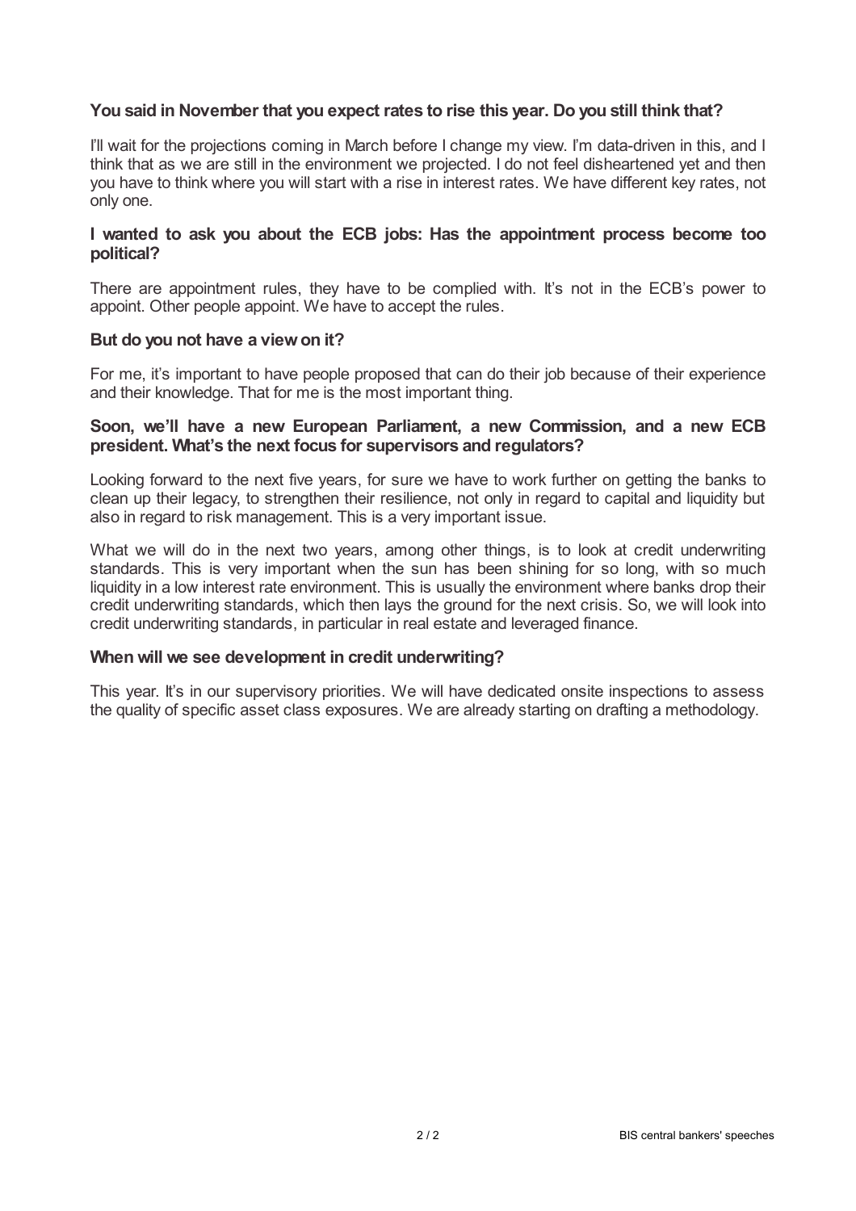**You said in November that you expect rates to rise this year. Do you still think that?**

I'll wait for the projections coming in March before I change my view. I'm data-driven in this, and I think that as we are still in the environment we projected. I do not feel disheartened yet and then you have to think where you will start with a rise in interest rates. We have different key rates, not only one.

**I wanted to ask you about the ECB jobs: Has the appointment process become too political?**

There are appointment rules, they have to be complied with. It's not in the ECB's power to appoint. Other people appoint. We have to accept the rules.

**But do you not have a view on it?**

For me, it's important to have people proposed that can do their job because of their experience and their knowledge. That for me is the most important thing.

**Soon, we'll have a new European Parliament, a new Commission, and a new ECB president. What's the next focus for supervisors and regulators?**

Looking forward to the next five years, for sure we have to work further on getting the banks to clean up their legacy, to strengthen their resilience, not only in regard to capital and liquidity but also in regard to risk management. This is a very important issue.

What we will do in the next two years, among other things, is to look at credit underwriting standards. This is very important when the sun has been shining for so long, with so much liquidity in a low interest rate environment. This is usually the environment where banks drop their credit underwriting standards, which then lays the ground for the next crisis. So, we will look into credit underwriting standards, in particular in real estate and leveraged finance.

**When will we see development in credit underwriting?**

This year. It's in our supervisory priorities. We will have dedicated onsite inspections to assess the quality of specific asset class exposures. We are already starting on drafting a methodology.